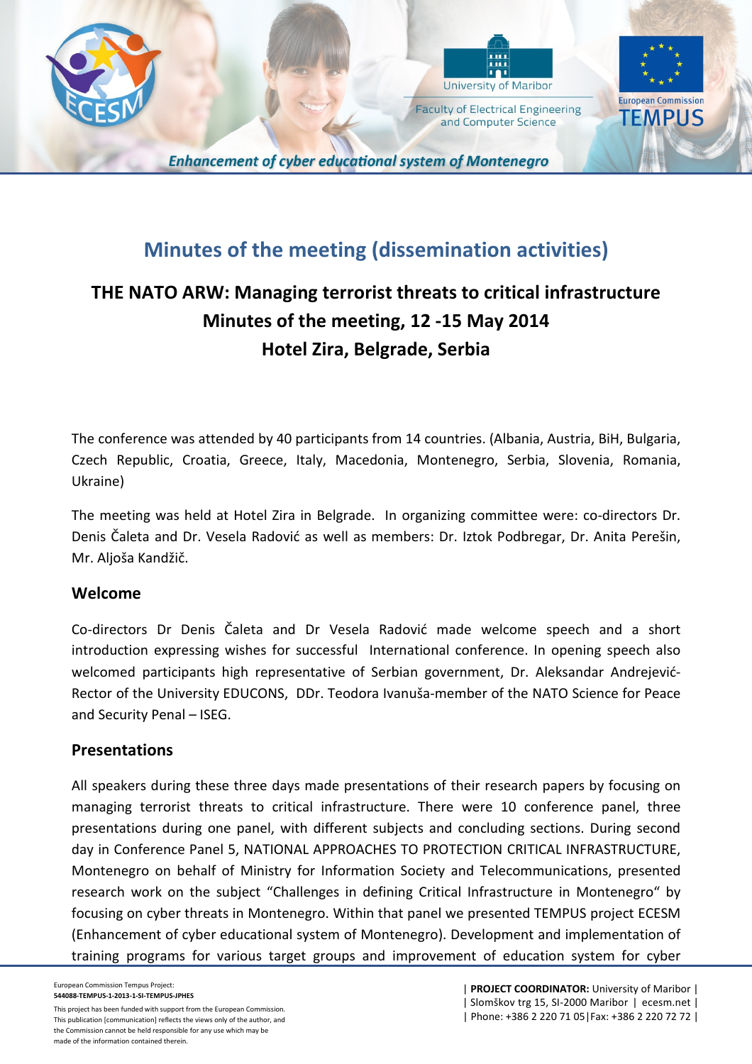# Minutes of the meeting (dissemination activities)

## THE NATO ARW: Managing terrorist threats to critical infrastructure
## Minutes of the meeting, 12 -15 May 2014
## Hotel Zira, Belgrade, Serbia

The conference was attended by 40 participants from 14 countries. (Albania, Austria, BiH, Bulgaria, Czech Republic, Croatia, Greece, Italy, Macedonia, Montenegro, Serbia, Slovenia, Romania, Ukraine)

The meeting was held at Hotel Zira in Belgrade. In organizing committee were: co-directors Dr. Denis Čaleta and Dr. Vesela Radović as well as members: Dr. Iztok Podbregar, Dr. Anita Perešin, Mr. Aljoša Kandžič.

### Welcome

Co-directors Dr Denis Čaleta and Dr Vesela Radović made welcome speech and a short introduction expressing wishes for successful International conference. In opening speech also welcomed participants high representative of Serbian government, Dr. Aleksandar Andrejević-Rector of the University EDUCONS, DDr. Teodora Ivanuša-member of the NATO Science for Peace and Security Penal – ISEG.

### Presentations

All speakers during these three days made presentations of their research papers by focusing on managing terrorist threats to critical infrastructure. There were 10 conference panel, three presentations during one panel, with different subjects and concluding sections. During second day in Conference Panel 5, NATIONAL APPROACHES TO PROTECTION CRITICAL INFRASTRUCTURE, Montenegro on behalf of Ministry for Information Society and Telecommunications, presented research work on the subject "Challenges in defining Critical Infrastructure in Montenegro" by focusing on cyber threats in Montenegro. Within that panel we presented TEMPUS project ECESM (Enhancement of cyber educational system of Montenegro). Development and implementation of training programs for various target groups and improvement of education system for cyber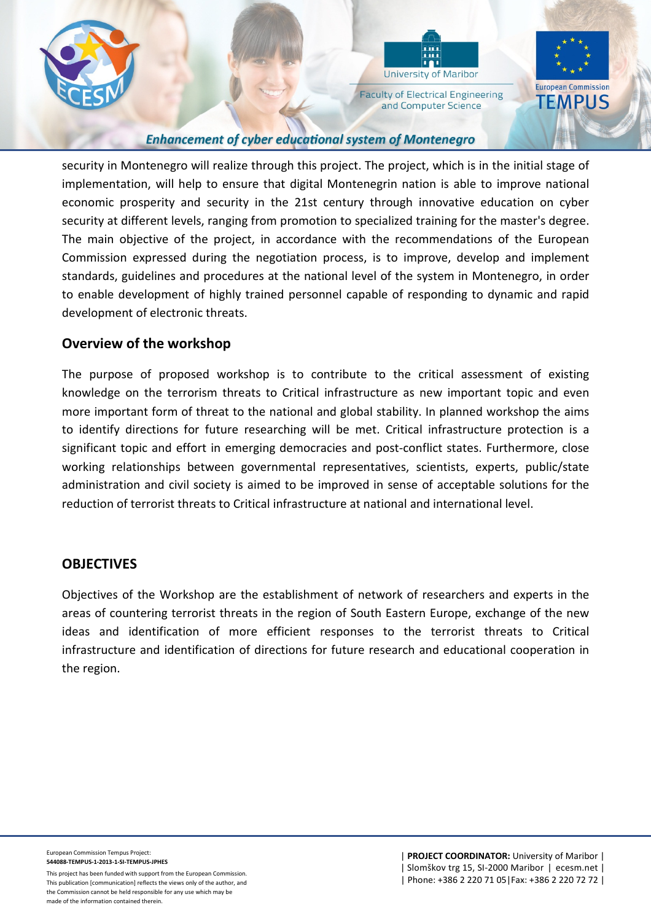security in Montenegro will realize through this project. The project, which is in the initial stage of implementation, will help to ensure that digital Montenegrin nation is able to improve national economic prosperity and security in the 21st century through innovative education on cyber security at different levels, ranging from promotion to specialized training for the master's degree. The main objective of the project, in accordance with the recommendations of the European Commission expressed during the negotiation process, is to improve, develop and implement standards, guidelines and procedures at the national level of the system in Montenegro, in order to enable development of highly trained personnel capable of responding to dynamic and rapid development of electronic threats.

## Overview of the workshop

The purpose of proposed workshop is to contribute to the critical assessment of existing knowledge on the terrorism threats to Critical infrastructure as new important topic and even more important form of threat to the national and global stability. In planned workshop the aims to identify directions for future researching will be met. Critical infrastructure protection is a significant topic and effort in emerging democracies and post-conflict states. Furthermore, close working relationships between governmental representatives, scientists, experts, public/state administration and civil society is aimed to be improved in sense of acceptable solutions for the reduction of terrorist threats to Critical infrastructure at national and international level.

## OBJECTIVES

Objectives of the Workshop are the establishment of network of researchers and experts in the areas of countering terrorist threats in the region of South Eastern Europe, exchange of the new ideas and identification of more efficient responses to the terrorist threats to Critical infrastructure and identification of directions for future research and educational cooperation in the region.